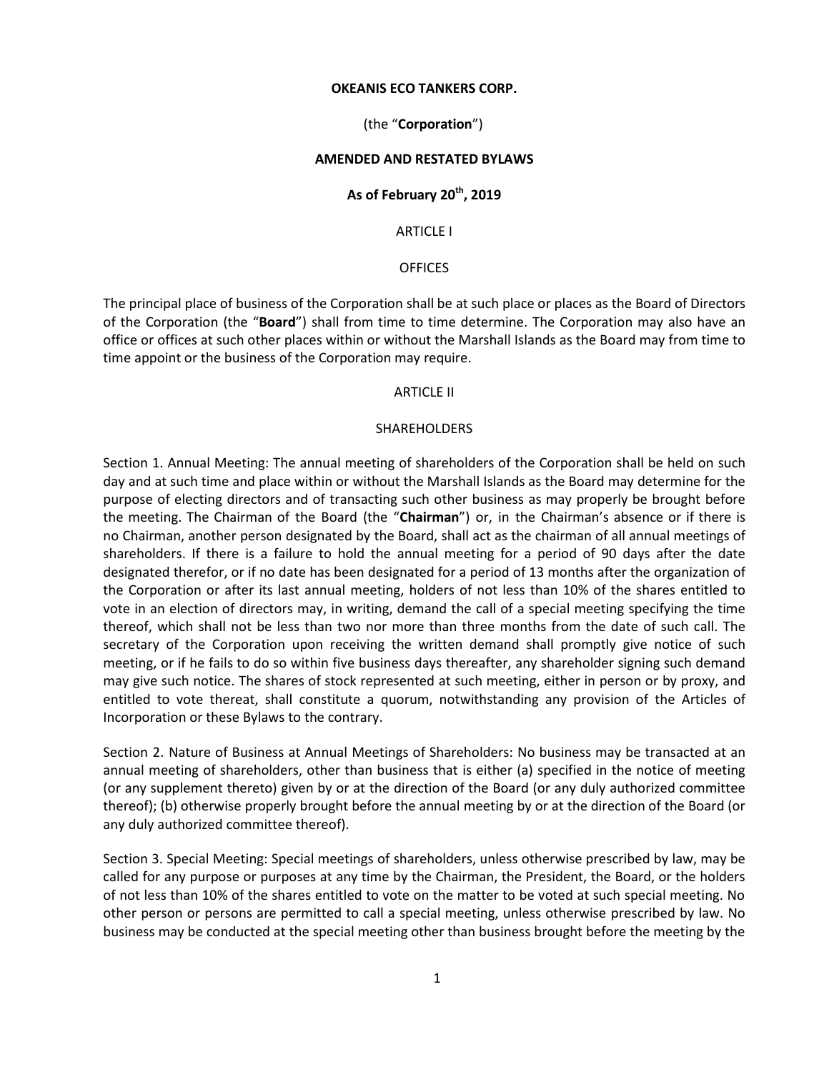**OKEANIS ECO TANKERS CORP.**

(the "**Corporation**")

**AMENDED AND RESTATED BYLAWS**

**As of February 20th, 2019**

ARTICLE I

OFFICES

The principal place of business of the Corporation shall be at such place or places as the Board of Directors of the Corporation (the "**Board**") shall from time to time determine. The Corporation may also have an office or offices at such other places within or without the Marshall Islands as the Board may from time to time appoint or the business of the Corporation may require.

ARTICLE II

SHAREHOLDERS

Section 1. Annual Meeting: The annual meeting of shareholders of the Corporation shall be held on such day and at such time and place within or without the Marshall Islands as the Board may determine for the purpose of electing directors and of transacting such other business as may properly be brought before the meeting. The Chairman of the Board (the "**Chairman**") or, in the Chairman's absence or if there is no Chairman, another person designated by the Board, shall act as the chairman of all annual meetings of shareholders. If there is a failure to hold the annual meeting for a period of 90 days after the date designated therefor, or if no date has been designated for a period of 13 months after the organization of the Corporation or after its last annual meeting, holders of not less than 10% of the shares entitled to vote in an election of directors may, in writing, demand the call of a special meeting specifying the time thereof, which shall not be less than two nor more than three months from the date of such call. The secretary of the Corporation upon receiving the written demand shall promptly give notice of such meeting, or if he fails to do so within five business days thereafter, any shareholder signing such demand may give such notice. The shares of stock represented at such meeting, either in person or by proxy, and entitled to vote thereat, shall constitute a quorum, notwithstanding any provision of the Articles of Incorporation or these Bylaws to the contrary.

Section 2. Nature of Business at Annual Meetings of Shareholders: No business may be transacted at an annual meeting of shareholders, other than business that is either (a) specified in the notice of meeting (or any supplement thereto) given by or at the direction of the Board (or any duly authorized committee thereof); (b) otherwise properly brought before the annual meeting by or at the direction of the Board (or any duly authorized committee thereof).

Section 3. Special Meeting: Special meetings of shareholders, unless otherwise prescribed by law, may be called for any purpose or purposes at any time by the Chairman, the President, the Board, or the holders of not less than 10% of the shares entitled to vote on the matter to be voted at such special meeting. No other person or persons are permitted to call a special meeting, unless otherwise prescribed by law. No business may be conducted at the special meeting other than business brought before the meeting by the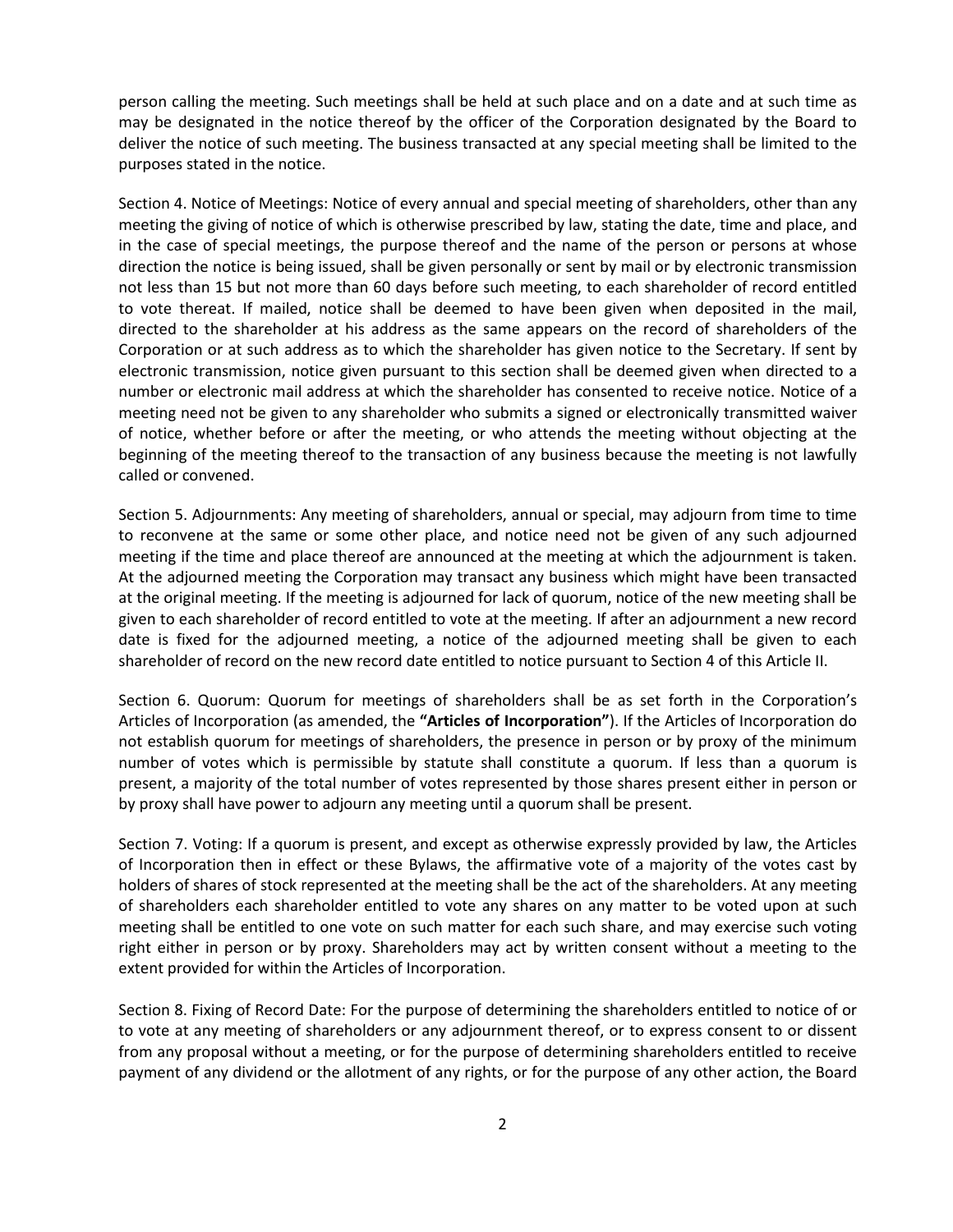person calling the meeting. Such meetings shall be held at such place and on a date and at such time as may be designated in the notice thereof by the officer of the Corporation designated by the Board to deliver the notice of such meeting. The business transacted at any special meeting shall be limited to the purposes stated in the notice.

Section 4. Notice of Meetings: Notice of every annual and special meeting of shareholders, other than any meeting the giving of notice of which is otherwise prescribed by law, stating the date, time and place, and in the case of special meetings, the purpose thereof and the name of the person or persons at whose direction the notice is being issued, shall be given personally or sent by mail or by electronic transmission not less than 15 but not more than 60 days before such meeting, to each shareholder of record entitled to vote thereat. If mailed, notice shall be deemed to have been given when deposited in the mail, directed to the shareholder at his address as the same appears on the record of shareholders of the Corporation or at such address as to which the shareholder has given notice to the Secretary. If sent by electronic transmission, notice given pursuant to this section shall be deemed given when directed to a number or electronic mail address at which the shareholder has consented to receive notice. Notice of a meeting need not be given to any shareholder who submits a signed or electronically transmitted waiver of notice, whether before or after the meeting, or who attends the meeting without objecting at the beginning of the meeting thereof to the transaction of any business because the meeting is not lawfully called or convened.

Section 5. Adjournments: Any meeting of shareholders, annual or special, may adjourn from time to time to reconvene at the same or some other place, and notice need not be given of any such adjourned meeting if the time and place thereof are announced at the meeting at which the adjournment is taken. At the adjourned meeting the Corporation may transact any business which might have been transacted at the original meeting. If the meeting is adjourned for lack of quorum, notice of the new meeting shall be given to each shareholder of record entitled to vote at the meeting. If after an adjournment a new record date is fixed for the adjourned meeting, a notice of the adjourned meeting shall be given to each shareholder of record on the new record date entitled to notice pursuant to Section 4 of this Article II.

Section 6. Quorum: Quorum for meetings of shareholders shall be as set forth in the Corporation's Articles of Incorporation (as amended, the **"Articles of Incorporation"**). If the Articles of Incorporation do not establish quorum for meetings of shareholders, the presence in person or by proxy of the minimum number of votes which is permissible by statute shall constitute a quorum. If less than a quorum is present, a majority of the total number of votes represented by those shares present either in person or by proxy shall have power to adjourn any meeting until a quorum shall be present.

Section 7. Voting: If a quorum is present, and except as otherwise expressly provided by law, the Articles of Incorporation then in effect or these Bylaws, the affirmative vote of a majority of the votes cast by holders of shares of stock represented at the meeting shall be the act of the shareholders. At any meeting of shareholders each shareholder entitled to vote any shares on any matter to be voted upon at such meeting shall be entitled to one vote on such matter for each such share, and may exercise such voting right either in person or by proxy. Shareholders may act by written consent without a meeting to the extent provided for within the Articles of Incorporation.

Section 8. Fixing of Record Date: For the purpose of determining the shareholders entitled to notice of or to vote at any meeting of shareholders or any adjournment thereof, or to express consent to or dissent from any proposal without a meeting, or for the purpose of determining shareholders entitled to receive payment of any dividend or the allotment of any rights, or for the purpose of any other action, the Board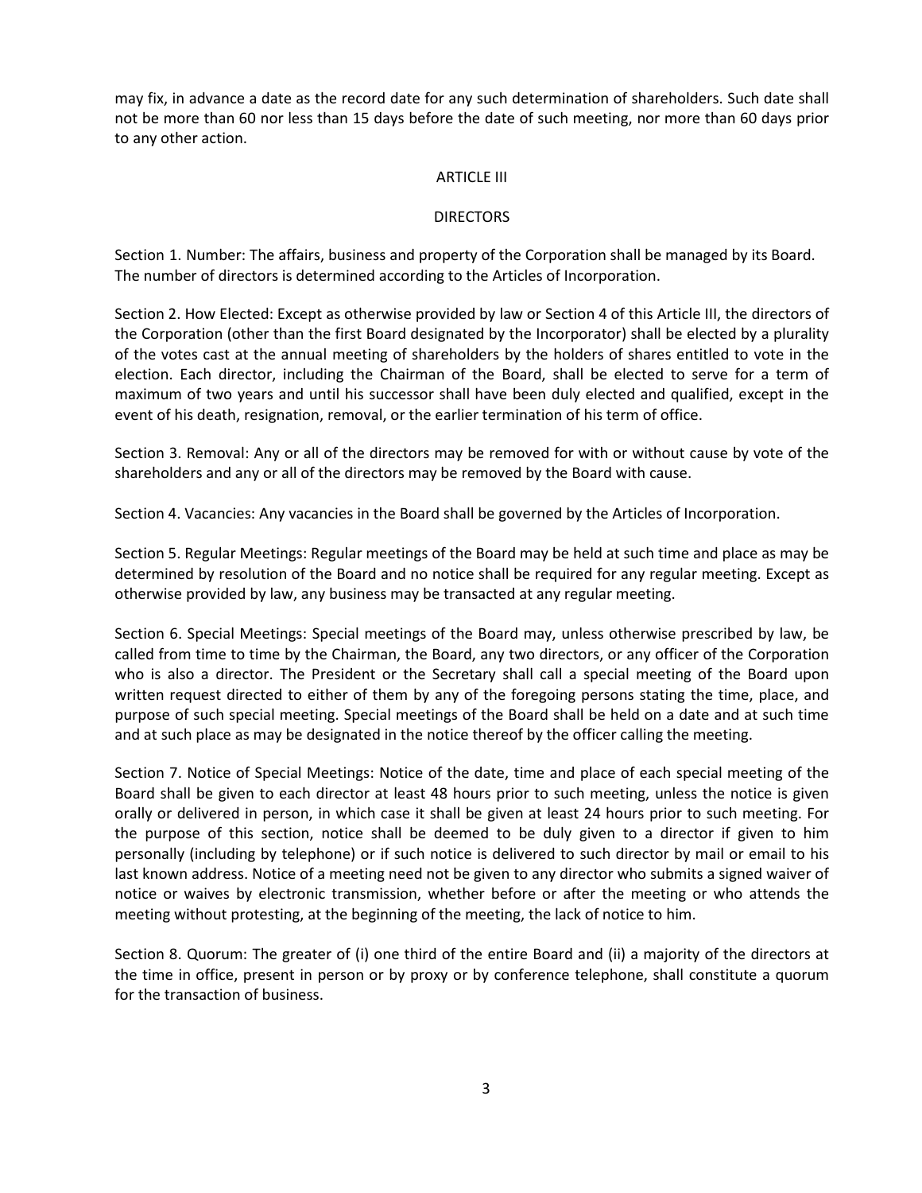may fix, in advance a date as the record date for any such determination of shareholders. Such date shall not be more than 60 nor less than 15 days before the date of such meeting, nor more than 60 days prior to any other action.

## ARTICLE III

## DIRECTORS

Section 1. Number: The affairs, business and property of the Corporation shall be managed by its Board. The number of directors is determined according to the Articles of Incorporation.

Section 2. How Elected: Except as otherwise provided by law or Section 4 of this Article III, the directors of the Corporation (other than the first Board designated by the Incorporator) shall be elected by a plurality of the votes cast at the annual meeting of shareholders by the holders of shares entitled to vote in the election. Each director, including the Chairman of the Board, shall be elected to serve for a term of maximum of two years and until his successor shall have been duly elected and qualified, except in the event of his death, resignation, removal, or the earlier termination of his term of office.

Section 3. Removal: Any or all of the directors may be removed for with or without cause by vote of the shareholders and any or all of the directors may be removed by the Board with cause.

Section 4. Vacancies: Any vacancies in the Board shall be governed by the Articles of Incorporation.

Section 5. Regular Meetings: Regular meetings of the Board may be held at such time and place as may be determined by resolution of the Board and no notice shall be required for any regular meeting. Except as otherwise provided by law, any business may be transacted at any regular meeting.

Section 6. Special Meetings: Special meetings of the Board may, unless otherwise prescribed by law, be called from time to time by the Chairman, the Board, any two directors, or any officer of the Corporation who is also a director. The President or the Secretary shall call a special meeting of the Board upon written request directed to either of them by any of the foregoing persons stating the time, place, and purpose of such special meeting. Special meetings of the Board shall be held on a date and at such time and at such place as may be designated in the notice thereof by the officer calling the meeting.

Section 7. Notice of Special Meetings: Notice of the date, time and place of each special meeting of the Board shall be given to each director at least 48 hours prior to such meeting, unless the notice is given orally or delivered in person, in which case it shall be given at least 24 hours prior to such meeting. For the purpose of this section, notice shall be deemed to be duly given to a director if given to him personally (including by telephone) or if such notice is delivered to such director by mail or email to his last known address. Notice of a meeting need not be given to any director who submits a signed waiver of notice or waives by electronic transmission, whether before or after the meeting or who attends the meeting without protesting, at the beginning of the meeting, the lack of notice to him.

Section 8. Quorum: The greater of (i) one third of the entire Board and (ii) a majority of the directors at the time in office, present in person or by proxy or by conference telephone, shall constitute a quorum for the transaction of business.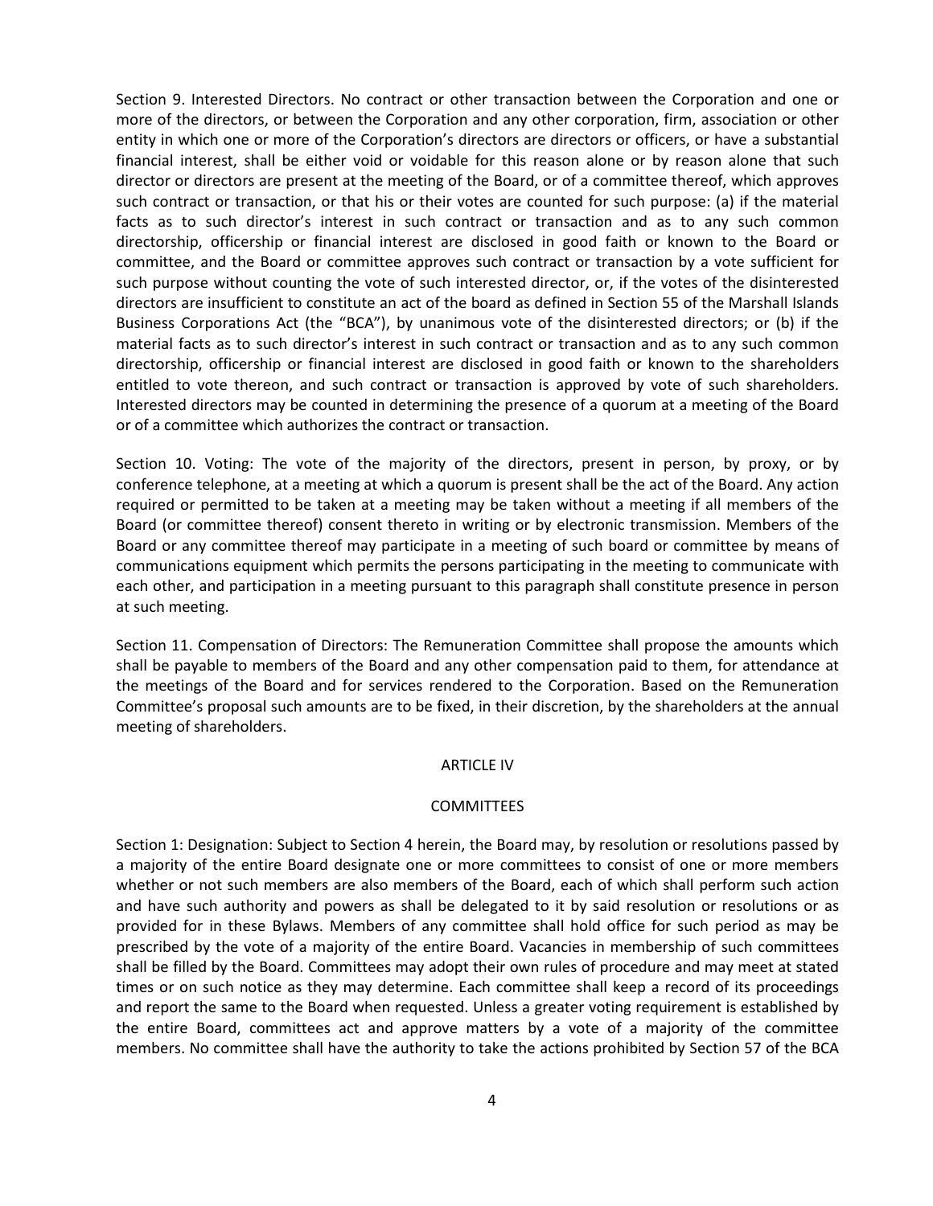Section 9. Interested Directors. No contract or other transaction between the Corporation and one or more of the directors, or between the Corporation and any other corporation, firm, association or other entity in which one or more of the Corporation's directors are directors or officers, or have a substantial financial interest, shall be either void or voidable for this reason alone or by reason alone that such director or directors are present at the meeting of the Board, or of a committee thereof, which approves such contract or transaction, or that his or their votes are counted for such purpose: (a) if the material facts as to such director's interest in such contract or transaction and as to any such common directorship, officership or financial interest are disclosed in good faith or known to the Board or committee, and the Board or committee approves such contract or transaction by a vote sufficient for such purpose without counting the vote of such interested director, or, if the votes of the disinterested directors are insufficient to constitute an act of the board as defined in Section 55 of the Marshall Islands Business Corporations Act (the "BCA"), by unanimous vote of the disinterested directors; or (b) if the material facts as to such director's interest in such contract or transaction and as to any such common directorship, officership or financial interest are disclosed in good faith or known to the shareholders entitled to vote thereon, and such contract or transaction is approved by vote of such shareholders. Interested directors may be counted in determining the presence of a quorum at a meeting of the Board or of a committee which authorizes the contract or transaction.

Section 10. Voting: The vote of the majority of the directors, present in person, by proxy, or by conference telephone, at a meeting at which a quorum is present shall be the act of the Board. Any action required or permitted to be taken at a meeting may be taken without a meeting if all members of the Board (or committee thereof) consent thereto in writing or by electronic transmission. Members of the Board or any committee thereof may participate in a meeting of such board or committee by means of communications equipment which permits the persons participating in the meeting to communicate with each other, and participation in a meeting pursuant to this paragraph shall constitute presence in person at such meeting.

Section 11. Compensation of Directors: The Remuneration Committee shall propose the amounts which shall be payable to members of the Board and any other compensation paid to them, for attendance at the meetings of the Board and for services rendered to the Corporation. Based on the Remuneration Committee's proposal such amounts are to be fixed, in their discretion, by the shareholders at the annual meeting of shareholders.

## ARTICLE IV

## COMMITTEES

Section 1: Designation: Subject to Section 4 herein, the Board may, by resolution or resolutions passed by a majority of the entire Board designate one or more committees to consist of one or more members whether or not such members are also members of the Board, each of which shall perform such action and have such authority and powers as shall be delegated to it by said resolution or resolutions or as provided for in these Bylaws. Members of any committee shall hold office for such period as may be prescribed by the vote of a majority of the entire Board. Vacancies in membership of such committees shall be filled by the Board. Committees may adopt their own rules of procedure and may meet at stated times or on such notice as they may determine. Each committee shall keep a record of its proceedings and report the same to the Board when requested. Unless a greater voting requirement is established by the entire Board, committees act and approve matters by a vote of a majority of the committee members. No committee shall have the authority to take the actions prohibited by Section 57 of the BCA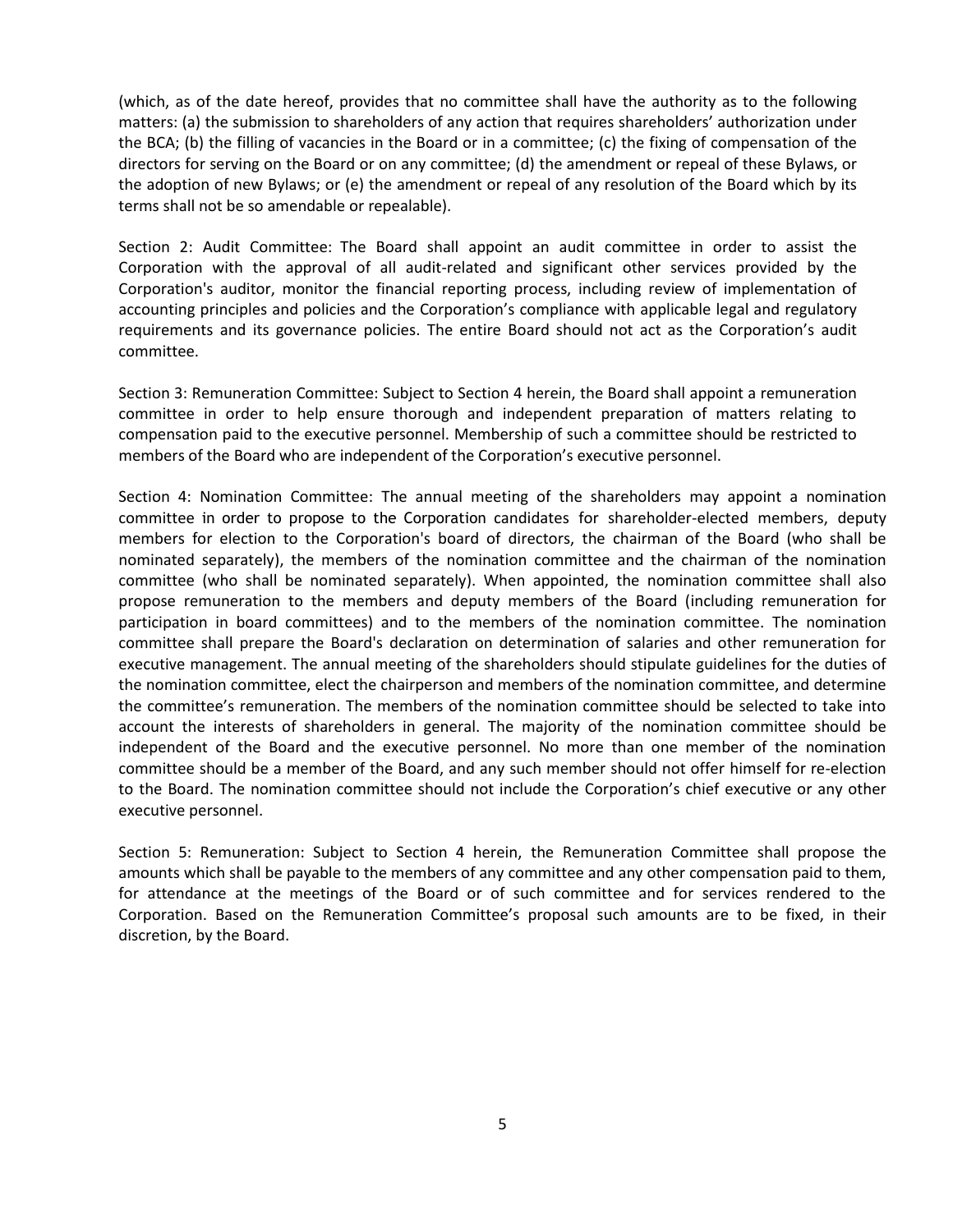(which, as of the date hereof, provides that no committee shall have the authority as to the following matters: (a) the submission to shareholders of any action that requires shareholders' authorization under the BCA; (b) the filling of vacancies in the Board or in a committee; (c) the fixing of compensation of the directors for serving on the Board or on any committee; (d) the amendment or repeal of these Bylaws, or the adoption of new Bylaws; or (e) the amendment or repeal of any resolution of the Board which by its terms shall not be so amendable or repealable).

Section 2: Audit Committee: The Board shall appoint an audit committee in order to assist the Corporation with the approval of all audit-related and significant other services provided by the Corporation's auditor, monitor the financial reporting process, including review of implementation of accounting principles and policies and the Corporation's compliance with applicable legal and regulatory requirements and its governance policies. The entire Board should not act as the Corporation's audit committee.

Section 3: Remuneration Committee: Subject to Section 4 herein, the Board shall appoint a remuneration committee in order to help ensure thorough and independent preparation of matters relating to compensation paid to the executive personnel. Membership of such a committee should be restricted to members of the Board who are independent of the Corporation's executive personnel.

Section 4: Nomination Committee: The annual meeting of the shareholders may appoint a nomination committee in order to propose to the Corporation candidates for shareholder-elected members, deputy members for election to the Corporation's board of directors, the chairman of the Board (who shall be nominated separately), the members of the nomination committee and the chairman of the nomination committee (who shall be nominated separately). When appointed, the nomination committee shall also propose remuneration to the members and deputy members of the Board (including remuneration for participation in board committees) and to the members of the nomination committee. The nomination committee shall prepare the Board's declaration on determination of salaries and other remuneration for executive management. The annual meeting of the shareholders should stipulate guidelines for the duties of the nomination committee, elect the chairperson and members of the nomination committee, and determine the committee's remuneration. The members of the nomination committee should be selected to take into account the interests of shareholders in general. The majority of the nomination committee should be independent of the Board and the executive personnel. No more than one member of the nomination committee should be a member of the Board, and any such member should not offer himself for re-election to the Board. The nomination committee should not include the Corporation's chief executive or any other executive personnel.

Section 5: Remuneration: Subject to Section 4 herein, the Remuneration Committee shall propose the amounts which shall be payable to the members of any committee and any other compensation paid to them, for attendance at the meetings of the Board or of such committee and for services rendered to the Corporation. Based on the Remuneration Committee's proposal such amounts are to be fixed, in their discretion, by the Board.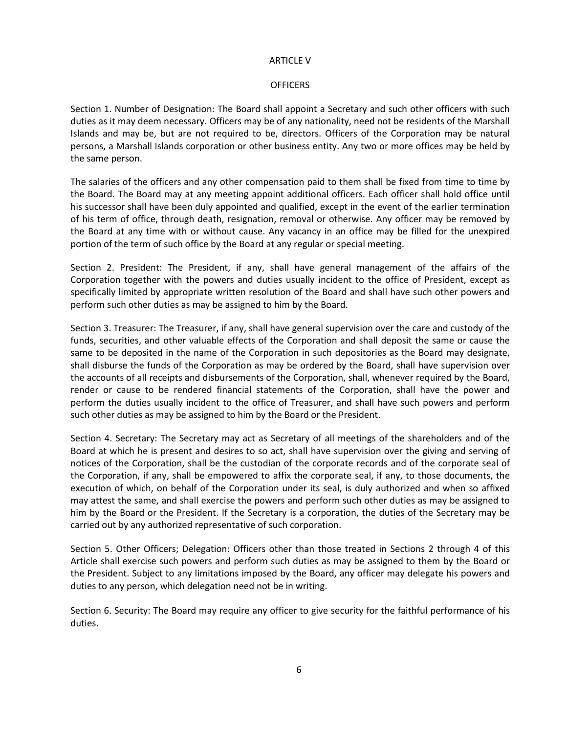# ARTICLE V

## OFFICERS

Section 1. Number of Designation: The Board shall appoint a Secretary and such other officers with such duties as it may deem necessary. Officers may be of any nationality, need not be residents of the Marshall Islands and may be, but are not required to be, directors. Officers of the Corporation may be natural persons, a Marshall Islands corporation or other business entity. Any two or more offices may be held by the same person.

The salaries of the officers and any other compensation paid to them shall be fixed from time to time by the Board. The Board may at any meeting appoint additional officers. Each officer shall hold office until his successor shall have been duly appointed and qualified, except in the event of the earlier termination of his term of office, through death, resignation, removal or otherwise. Any officer may be removed by the Board at any time with or without cause. Any vacancy in an office may be filled for the unexpired portion of the term of such office by the Board at any regular or special meeting.

Section 2. President: The President, if any, shall have general management of the affairs of the Corporation together with the powers and duties usually incident to the office of President, except as specifically limited by appropriate written resolution of the Board and shall have such other powers and perform such other duties as may be assigned to him by the Board.

Section 3. Treasurer: The Treasurer, if any, shall have general supervision over the care and custody of the funds, securities, and other valuable effects of the Corporation and shall deposit the same or cause the same to be deposited in the name of the Corporation in such depositories as the Board may designate, shall disburse the funds of the Corporation as may be ordered by the Board, shall have supervision over the accounts of all receipts and disbursements of the Corporation, shall, whenever required by the Board, render or cause to be rendered financial statements of the Corporation, shall have the power and perform the duties usually incident to the office of Treasurer, and shall have such powers and perform such other duties as may be assigned to him by the Board or the President.

Section 4. Secretary: The Secretary may act as Secretary of all meetings of the shareholders and of the Board at which he is present and desires to so act, shall have supervision over the giving and serving of notices of the Corporation, shall be the custodian of the corporate records and of the corporate seal of the Corporation, if any, shall be empowered to affix the corporate seal, if any, to those documents, the execution of which, on behalf of the Corporation under its seal, is duly authorized and when so affixed may attest the same, and shall exercise the powers and perform such other duties as may be assigned to him by the Board or the President. If the Secretary is a corporation, the duties of the Secretary may be carried out by any authorized representative of such corporation.

Section 5. Other Officers; Delegation: Officers other than those treated in Sections 2 through 4 of this Article shall exercise such powers and perform such duties as may be assigned to them by the Board or the President. Subject to any limitations imposed by the Board, any officer may delegate his powers and duties to any person, which delegation need not be in writing.

Section 6. Security: The Board may require any officer to give security for the faithful performance of his duties.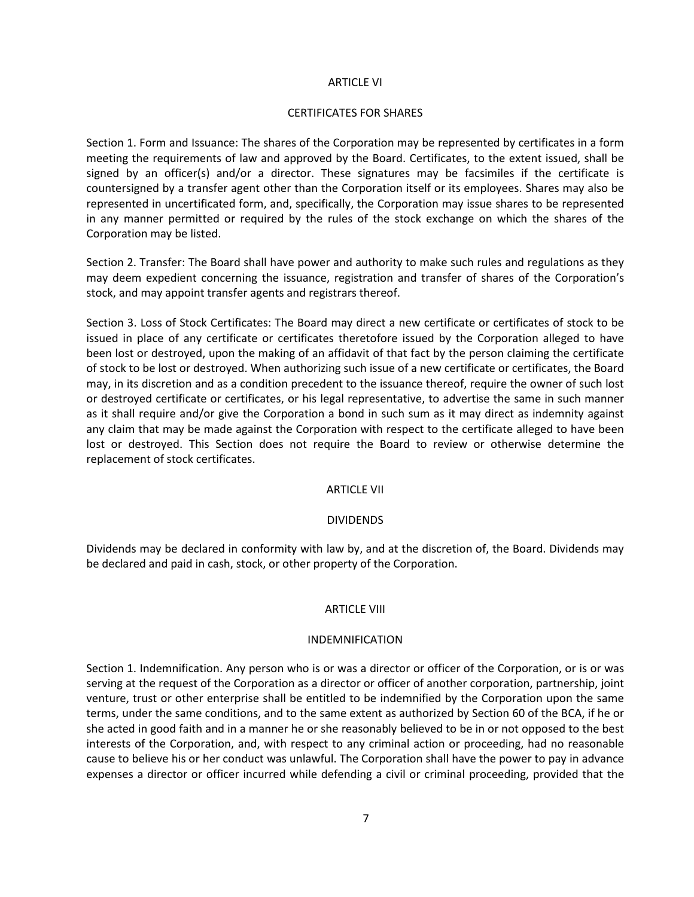## ARTICLE VI

### CERTIFICATES FOR SHARES

Section 1. Form and Issuance: The shares of the Corporation may be represented by certificates in a form meeting the requirements of law and approved by the Board. Certificates, to the extent issued, shall be signed by an officer(s) and/or a director. These signatures may be facsimiles if the certificate is countersigned by a transfer agent other than the Corporation itself or its employees. Shares may also be represented in uncertificated form, and, specifically, the Corporation may issue shares to be represented in any manner permitted or required by the rules of the stock exchange on which the shares of the Corporation may be listed.

Section 2. Transfer: The Board shall have power and authority to make such rules and regulations as they may deem expedient concerning the issuance, registration and transfer of shares of the Corporation's stock, and may appoint transfer agents and registrars thereof.

Section 3. Loss of Stock Certificates: The Board may direct a new certificate or certificates of stock to be issued in place of any certificate or certificates theretofore issued by the Corporation alleged to have been lost or destroyed, upon the making of an affidavit of that fact by the person claiming the certificate of stock to be lost or destroyed. When authorizing such issue of a new certificate or certificates, the Board may, in its discretion and as a condition precedent to the issuance thereof, require the owner of such lost or destroyed certificate or certificates, or his legal representative, to advertise the same in such manner as it shall require and/or give the Corporation a bond in such sum as it may direct as indemnity against any claim that may be made against the Corporation with respect to the certificate alleged to have been lost or destroyed. This Section does not require the Board to review or otherwise determine the replacement of stock certificates.

## ARTICLE VII

### DIVIDENDS

Dividends may be declared in conformity with law by, and at the discretion of, the Board. Dividends may be declared and paid in cash, stock, or other property of the Corporation.

## ARTICLE VIII

### INDEMNIFICATION

Section 1. Indemnification. Any person who is or was a director or officer of the Corporation, or is or was serving at the request of the Corporation as a director or officer of another corporation, partnership, joint venture, trust or other enterprise shall be entitled to be indemnified by the Corporation upon the same terms, under the same conditions, and to the same extent as authorized by Section 60 of the BCA, if he or she acted in good faith and in a manner he or she reasonably believed to be in or not opposed to the best interests of the Corporation, and, with respect to any criminal action or proceeding, had no reasonable cause to believe his or her conduct was unlawful. The Corporation shall have the power to pay in advance expenses a director or officer incurred while defending a civil or criminal proceeding, provided that the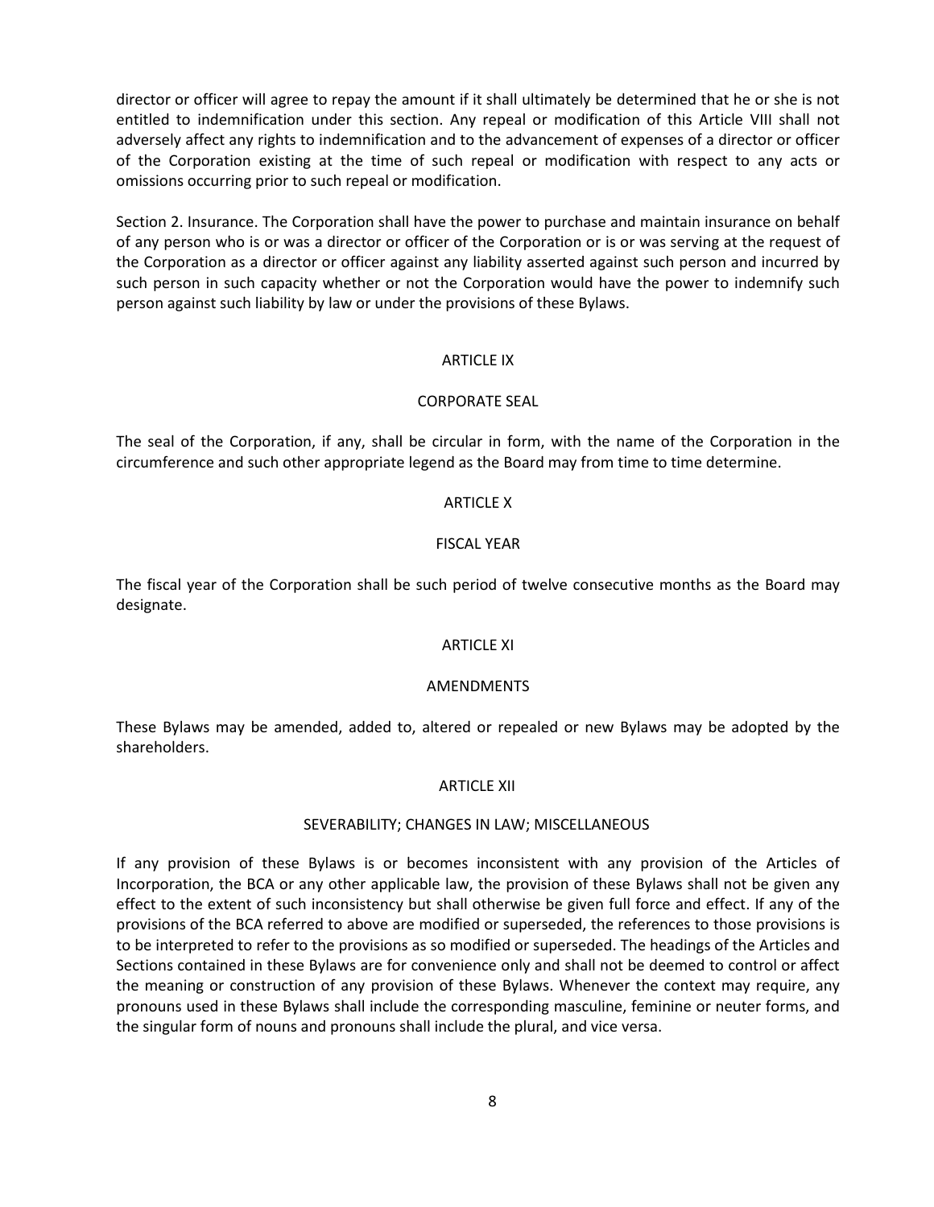director or officer will agree to repay the amount if it shall ultimately be determined that he or she is not entitled to indemnification under this section. Any repeal or modification of this Article VIII shall not adversely affect any rights to indemnification and to the advancement of expenses of a director or officer of the Corporation existing at the time of such repeal or modification with respect to any acts or omissions occurring prior to such repeal or modification.

Section 2. Insurance. The Corporation shall have the power to purchase and maintain insurance on behalf of any person who is or was a director or officer of the Corporation or is or was serving at the request of the Corporation as a director or officer against any liability asserted against such person and incurred by such person in such capacity whether or not the Corporation would have the power to indemnify such person against such liability by law or under the provisions of these Bylaws.

## ARTICLE IX

## CORPORATE SEAL

The seal of the Corporation, if any, shall be circular in form, with the name of the Corporation in the circumference and such other appropriate legend as the Board may from time to time determine.

## ARTICLE X

## FISCAL YEAR

The fiscal year of the Corporation shall be such period of twelve consecutive months as the Board may designate.

## ARTICLE XI

## AMENDMENTS

These Bylaws may be amended, added to, altered or repealed or new Bylaws may be adopted by the shareholders.

## ARTICLE XII

## SEVERABILITY; CHANGES IN LAW; MISCELLANEOUS

If any provision of these Bylaws is or becomes inconsistent with any provision of the Articles of Incorporation, the BCA or any other applicable law, the provision of these Bylaws shall not be given any effect to the extent of such inconsistency but shall otherwise be given full force and effect. If any of the provisions of the BCA referred to above are modified or superseded, the references to those provisions is to be interpreted to refer to the provisions as so modified or superseded. The headings of the Articles and Sections contained in these Bylaws are for convenience only and shall not be deemed to control or affect the meaning or construction of any provision of these Bylaws. Whenever the context may require, any pronouns used in these Bylaws shall include the corresponding masculine, feminine or neuter forms, and the singular form of nouns and pronouns shall include the plural, and vice versa.